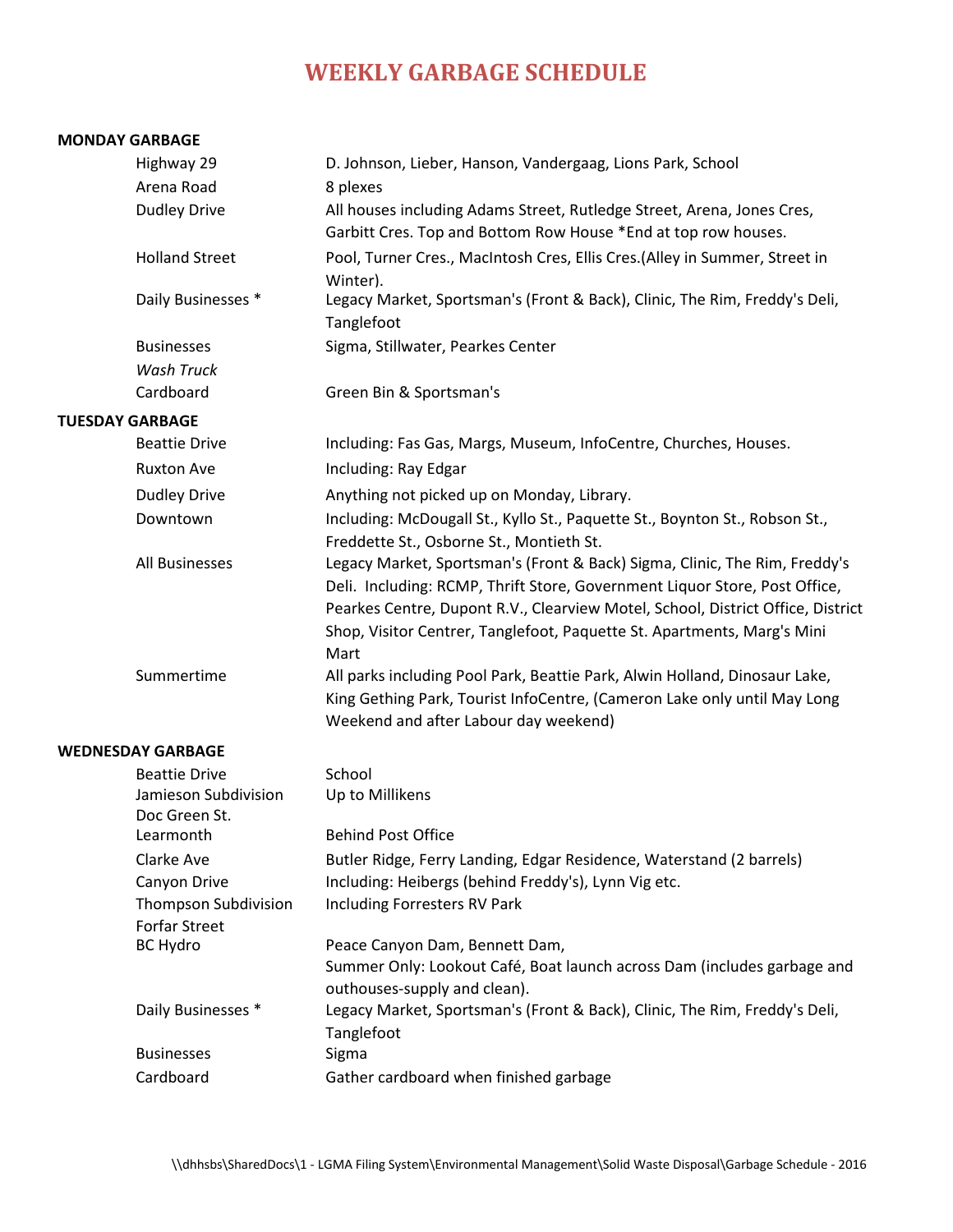# WEEKLY GARBAGE SCHEDULE

**MONDAY GARBAGE**

| | |
|---|---|
| Highway 29 | D. Johnson, Lieber, Hanson, Vandergaag, Lions Park, School |
| Arena Road | 8 plexes |
| Dudley Drive | All houses including Adams Street, Rutledge Street, Arena, Jones Cres, Garbitt Cres. Top and Bottom Row House *End at top row houses. |
| Holland Street | Pool, Turner Cres., MacIntosh Cres, Ellis Cres.(Alley in Summer, Street in Winter). |
| Daily Businesses * | Legacy Market, Sportsman's (Front & Back), Clinic, The Rim, Freddy's Deli, Tanglefoot |
| Businesses | Sigma, Stillwater, Pearkes Center |
| *Wash Truck* | |
| Cardboard | Green Bin & Sportsman's |

**TUESDAY GARBAGE**

| | |
|---|---|
| Beattie Drive | Including: Fas Gas, Margs, Museum, InfoCentre, Churches, Houses. |
| Ruxton Ave | Including: Ray Edgar |
| Dudley Drive | Anything not picked up on Monday, Library. |
| Downtown | Including: McDougall St., Kyllo St., Paquette St., Boynton St., Robson St., Freddette St., Osborne St., Montieth St. |
| All Businesses | Legacy Market, Sportsman's (Front & Back) Sigma, Clinic, The Rim, Freddy's Deli. Including: RCMP, Thrift Store, Government Liquor Store, Post Office, Pearkes Centre, Dupont R.V., Clearview Motel, School, District Office, District Shop, Visitor Centrer, Tanglefoot, Paquette St. Apartments, Marg's Mini Mart |
| Summertime | All parks including Pool Park, Beattie Park, Alwin Holland, Dinosaur Lake, King Gething Park, Tourist InfoCentre, (Cameron Lake only until May Long Weekend and after Labour day weekend) |

**WEDNESDAY GARBAGE**

| | |
|---|---|
| Beattie Drive | School |
| Jamieson Subdivision | Up to Millikens |
| Doc Green St. | |
| Learmonth | Behind Post Office |
| Clarke Ave | Butler Ridge, Ferry Landing, Edgar Residence, Waterstand (2 barrels) |
| Canyon Drive | Including: Heibergs (behind Freddy's), Lynn Vig etc. |
| Thompson Subdivision | Including Forresters RV Park |
| Forfar Street | |
| BC Hydro | Peace Canyon Dam, Bennett Dam,<br>Summer Only: Lookout Café, Boat launch across Dam (includes garbage and outhouses-supply and clean). |
| Daily Businesses * | Legacy Market, Sportsman's (Front & Back), Clinic, The Rim, Freddy's Deli, Tanglefoot |
| Businesses | Sigma |
| Cardboard | Gather cardboard when finished garbage |

\\dhhsbs\SharedDocs\1 - LGMA Filing System\Environmental Management\Solid Waste Disposal\Garbage Schedule - 2016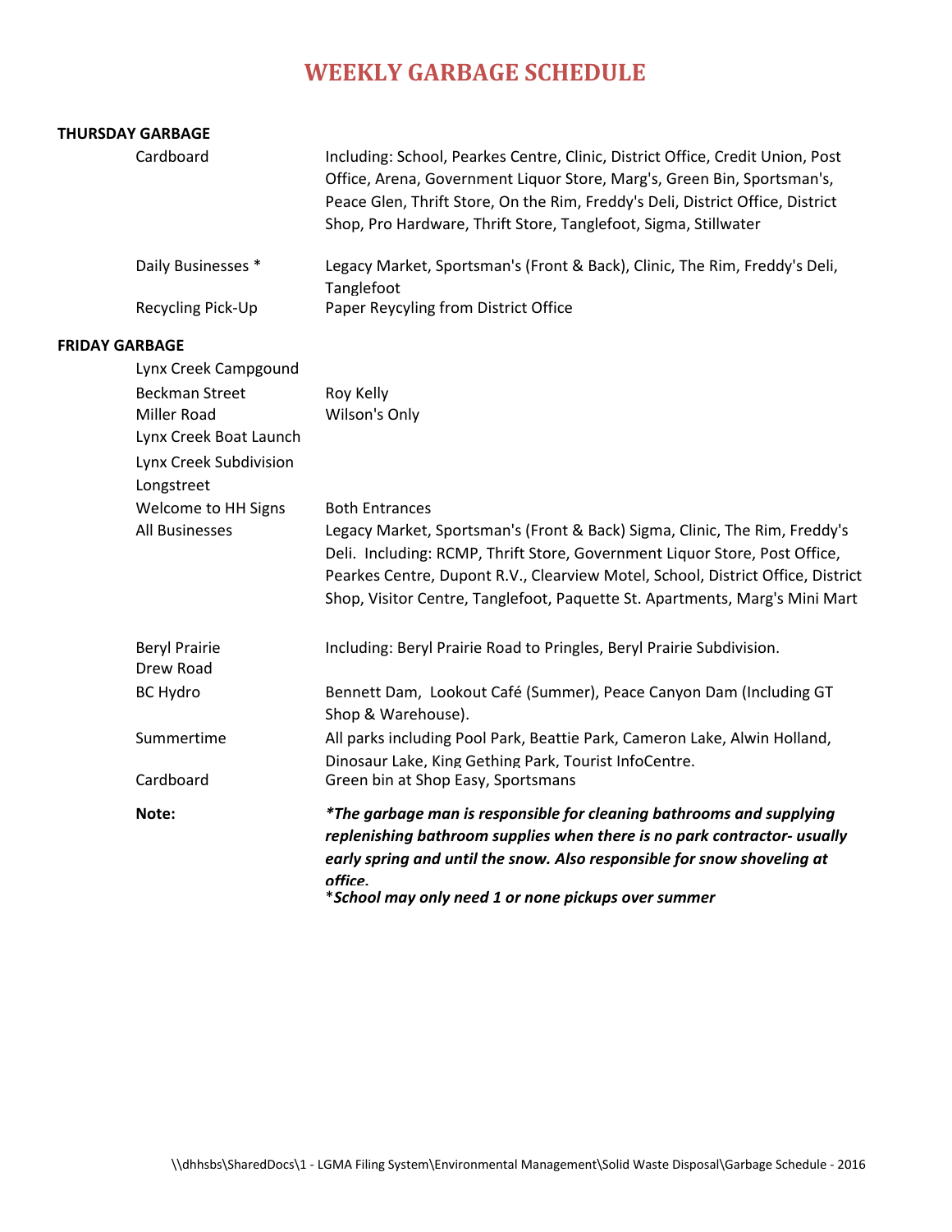# WEEKLY GARBAGE SCHEDULE

**THURSDAY GARBAGE**

| | |
|---|---|
| Cardboard | Including: School, Pearkes Centre, Clinic, District Office, Credit Union, Post Office, Arena, Government Liquor Store, Marg's, Green Bin, Sportsman's, Peace Glen, Thrift Store, On the Rim, Freddy's Deli, District Office, District Shop, Pro Hardware, Thrift Store, Tanglefoot, Sigma, Stillwater |
| Daily Businesses * | Legacy Market, Sportsman's (Front & Back), Clinic, The Rim, Freddy's Deli, Tanglefoot |
| Recycling Pick-Up | Paper Reycyling from District Office |

**FRIDAY GARBAGE**

| | |
|---|---|
| Lynx Creek Campgound | |
| Beckman Street | Roy Kelly |
| Miller Road | Wilson's Only |
| Lynx Creek Boat Launch | |
| Lynx Creek Subdivision | |
| Longstreet | |
| Welcome to HH Signs | Both Entrances |
| All Businesses | Legacy Market, Sportsman's (Front & Back) Sigma, Clinic, The Rim, Freddy's Deli. Including: RCMP, Thrift Store, Government Liquor Store, Post Office, Pearkes Centre, Dupont R.V., Clearview Motel, School, District Office, District Shop, Visitor Centre, Tanglefoot, Paquette St. Apartments, Marg's Mini Mart |
| Beryl Prairie | Including: Beryl Prairie Road to Pringles, Beryl Prairie Subdivision. |
| Drew Road | |
| BC Hydro | Bennett Dam, Lookout Café (Summer), Peace Canyon Dam (Including GT Shop & Warehouse). |
| Summertime | All parks including Pool Park, Beattie Park, Cameron Lake, Alwin Holland, Dinosaur Lake, King Gething Park, Tourist InfoCentre. |
| Cardboard | Green bin at Shop Easy, Sportsmans |

**Note:** ***The garbage man is responsible for cleaning bathrooms and supplying replenishing bathroom supplies when there is no park contractor- usually early spring and until the snow. Also responsible for snow shoveling at office.***

*\*School may only need 1 or none pickups over summer*

\\dhhsbs\SharedDocs\1 - LGMA Filing System\Environmental Management\Solid Waste Disposal\Garbage Schedule - 2016